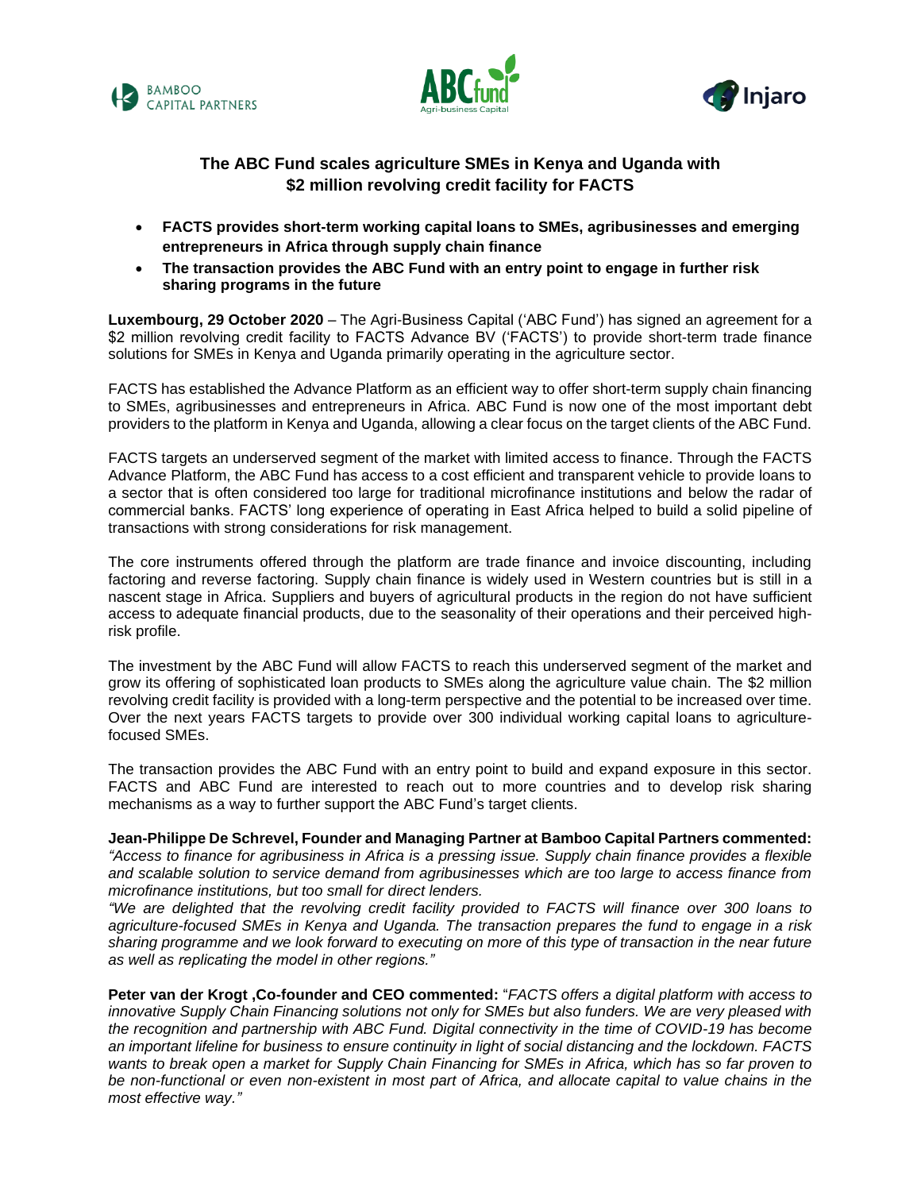## The ABC Fund scales agriculture SMEs in Kenya and Uganda with $2 million revolving credit facility for FACTS

- **FACTS provides short-term working capital loans to SMEs, agribusinesses and emerging entrepreneurs in Africa through supply chain finance**
- **The transaction provides the ABC Fund with an entry point to engage in further risk sharing programs in the future**

**Luxembourg, 29 October 2020** – The Agri-Business Capital ('ABC Fund') has signed an agreement for a $2 million revolving credit facility to FACTS Advance BV ('FACTS') to provide short-term trade finance solutions for SMEs in Kenya and Uganda primarily operating in the agriculture sector.

FACTS has established the Advance Platform as an efficient way to offer short-term supply chain financing to SMEs, agribusinesses and entrepreneurs in Africa. ABC Fund is now one of the most important debt providers to the platform in Kenya and Uganda, allowing a clear focus on the target clients of the ABC Fund.

FACTS targets an underserved segment of the market with limited access to finance. Through the FACTS Advance Platform, the ABC Fund has access to a cost efficient and transparent vehicle to provide loans to a sector that is often considered too large for traditional microfinance institutions and below the radar of commercial banks. FACTS' long experience of operating in East Africa helped to build a solid pipeline of transactions with strong considerations for risk management.

The core instruments offered through the platform are trade finance and invoice discounting, including factoring and reverse factoring. Supply chain finance is widely used in Western countries but is still in a nascent stage in Africa. Suppliers and buyers of agricultural products in the region do not have sufficient access to adequate financial products, due to the seasonality of their operations and their perceived high-risk profile.

The investment by the ABC Fund will allow FACTS to reach this underserved segment of the market and grow its offering of sophisticated loan products to SMEs along the agriculture value chain. The $2 million revolving credit facility is provided with a long-term perspective and the potential to be increased over time. Over the next years FACTS targets to provide over 300 individual working capital loans to agriculture-focused SMEs.

The transaction provides the ABC Fund with an entry point to build and expand exposure in this sector. FACTS and ABC Fund are interested to reach out to more countries and to develop risk sharing mechanisms as a way to further support the ABC Fund's target clients.

**Jean-Philippe De Schrevel, Founder and Managing Partner at Bamboo Capital Partners commented:** *"Access to finance for agribusiness in Africa is a pressing issue. Supply chain finance provides a flexible and scalable solution to service demand from agribusinesses which are too large to access finance from microfinance institutions, but too small for direct lenders.*
*"We are delighted that the revolving credit facility provided to FACTS will finance over 300 loans to agriculture-focused SMEs in Kenya and Uganda. The transaction prepares the fund to engage in a risk sharing programme and we look forward to executing on more of this type of transaction in the near future as well as replicating the model in other regions."*

**Peter van der Krogt ,Co-founder and CEO commented:** "*FACTS offers a digital platform with access to innovative Supply Chain Financing solutions not only for SMEs but also funders. We are very pleased with the recognition and partnership with ABC Fund. Digital connectivity in the time of COVID-19 has become an important lifeline for business to ensure continuity in light of social distancing and the lockdown. FACTS wants to break open a market for Supply Chain Financing for SMEs in Africa, which has so far proven to be non-functional or even non-existent in most part of Africa, and allocate capital to value chains in the most effective way."*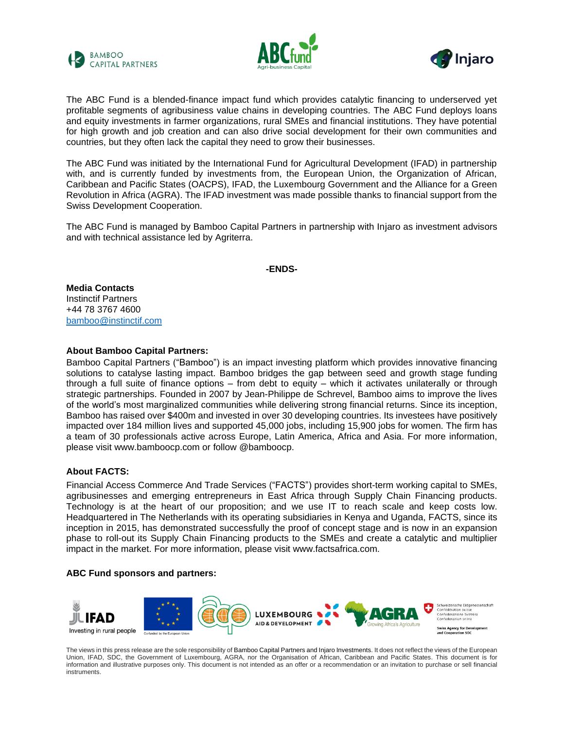The ABC Fund is a blended-finance impact fund which provides catalytic financing to underserved yet profitable segments of agribusiness value chains in developing countries. The ABC Fund deploys loans and equity investments in farmer organizations, rural SMEs and financial institutions. They have potential for high growth and job creation and can also drive social development for their own communities and countries, but they often lack the capital they need to grow their businesses.

The ABC Fund was initiated by the International Fund for Agricultural Development (IFAD) in partnership with, and is currently funded by investments from, the European Union, the Organization of African, Caribbean and Pacific States (OACPS), IFAD, the Luxembourg Government and the Alliance for a Green Revolution in Africa (AGRA). The IFAD investment was made possible thanks to financial support from the Swiss Development Cooperation.

The ABC Fund is managed by Bamboo Capital Partners in partnership with Injaro as investment advisors and with technical assistance led by Agriterra.

-ENDS-

**Media Contacts**
Instinctif Partners
+44 78 3767 4600
bamboo@instinctif.com

**About Bamboo Capital Partners:**
Bamboo Capital Partners ("Bamboo") is an impact investing platform which provides innovative financing solutions to catalyse lasting impact. Bamboo bridges the gap between seed and growth stage funding through a full suite of finance options – from debt to equity – which it activates unilaterally or through strategic partnerships. Founded in 2007 by Jean-Philippe de Schrevel, Bamboo aims to improve the lives of the world's most marginalized communities while delivering strong financial returns. Since its inception, Bamboo has raised over $400m and invested in over 30 developing countries. Its investees have positively impacted over 184 million lives and supported 45,000 jobs, including 15,900 jobs for women. The firm has a team of 30 professionals active across Europe, Latin America, Africa and Asia. For more information, please visit www.bamboocp.com or follow @bamboocp.

**About FACTS:**
Financial Access Commerce And Trade Services ("FACTS") provides short-term working capital to SMEs, agribusinesses and emerging entrepreneurs in East Africa through Supply Chain Financing products. Technology is at the heart of our proposition; and we use IT to reach scale and keep costs low. Headquartered in The Netherlands with its operating subsidiaries in Kenya and Uganda, FACTS, since its inception in 2015, has demonstrated successfully the proof of concept stage and is now in an expansion phase to roll-out its Supply Chain Financing products to the SMEs and create a catalytic and multiplier impact in the market. For more information, please visit www.factsafrica.com.

**ABC Fund sponsors and partners:**

The views in this press release are the sole responsibility of Bamboo Capital Partners and Injaro Investments. It does not reflect the views of the European Union, IFAD, SDC, the Government of Luxembourg, AGRA, nor the Organisation of African, Caribbean and Pacific States. This document is for information and illustrative purposes only. This document is not intended as an offer or a recommendation or an invitation to purchase or sell financial instruments.